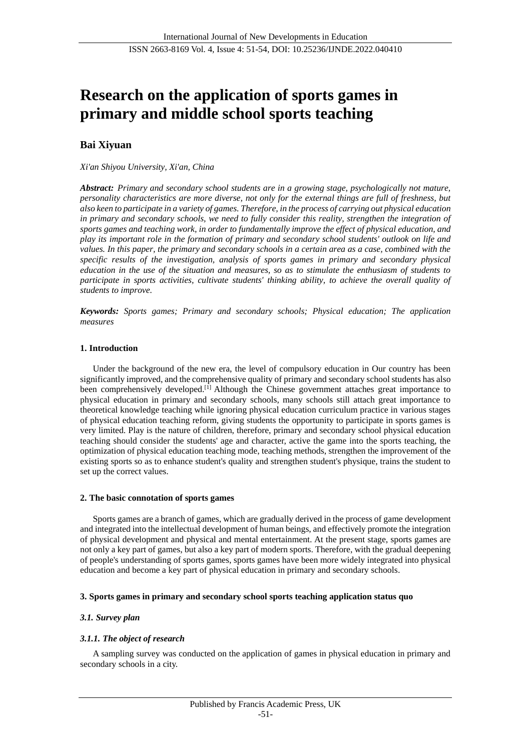# Research on the application of sports games in primary and middle school sports teaching

**Bai Xiyuan**

*Xi'an Shiyou University, Xi'an, China*

***Abstract:*** *Primary and secondary school students are in a growing stage, psychologically not mature, personality characteristics are more diverse, not only for the external things are full of freshness, but also keen to participate in a variety of games. Therefore, in the process of carrying out physical education in primary and secondary schools, we need to fully consider this reality, strengthen the integration of sports games and teaching work, in order to fundamentally improve the effect of physical education, and play its important role in the formation of primary and secondary school students' outlook on life and values. In this paper, the primary and secondary schools in a certain area as a case, combined with the specific results of the investigation, analysis of sports games in primary and secondary physical education in the use of the situation and measures, so as to stimulate the enthusiasm of students to participate in sports activities, cultivate students' thinking ability, to achieve the overall quality of students to improve.*

***Keywords:*** *Sports games; Primary and secondary schools; Physical education; The application measures*

## 1. Introduction

Under the background of the new era, the level of compulsory education in Our country has been significantly improved, and the comprehensive quality of primary and secondary school students has also been comprehensively developed.[1] Although the Chinese government attaches great importance to physical education in primary and secondary schools, many schools still attach great importance to theoretical knowledge teaching while ignoring physical education curriculum practice in various stages of physical education teaching reform, giving students the opportunity to participate in sports games is very limited. Play is the nature of children, therefore, primary and secondary school physical education teaching should consider the students' age and character, active the game into the sports teaching, the optimization of physical education teaching mode, teaching methods, strengthen the improvement of the existing sports so as to enhance student's quality and strengthen student's physique, trains the student to set up the correct values.

## 2. The basic connotation of sports games

Sports games are a branch of games, which are gradually derived in the process of game development and integrated into the intellectual development of human beings, and effectively promote the integration of physical development and physical and mental entertainment. At the present stage, sports games are not only a key part of games, but also a key part of modern sports. Therefore, with the gradual deepening of people's understanding of sports games, sports games have been more widely integrated into physical education and become a key part of physical education in primary and secondary schools.

## 3. Sports games in primary and secondary school sports teaching application status quo

### *3.1. Survey plan*

#### *3.1.1. The object of research*

A sampling survey was conducted on the application of games in physical education in primary and secondary schools in a city.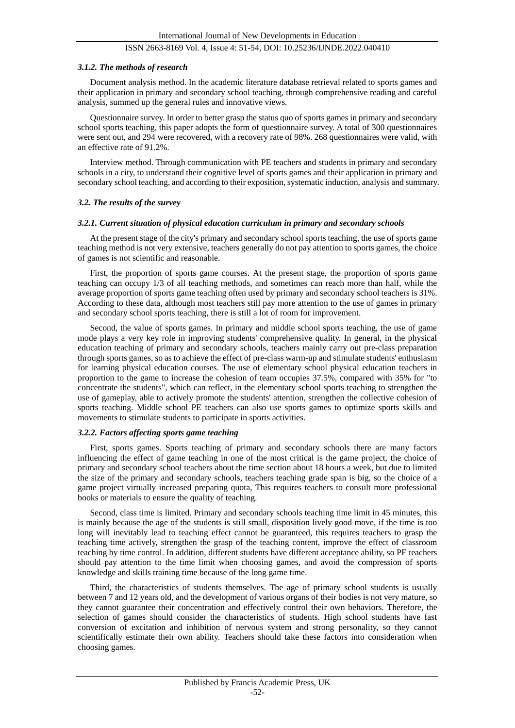#### *3.1.2. The methods of research*

Document analysis method. In the academic literature database retrieval related to sports games and their application in primary and secondary school teaching, through comprehensive reading and careful analysis, summed up the general rules and innovative views.

Questionnaire survey. In order to better grasp the status quo of sports games in primary and secondary school sports teaching, this paper adopts the form of questionnaire survey. A total of 300 questionnaires were sent out, and 294 were recovered, with a recovery rate of 98%. 268 questionnaires were valid, with an effective rate of 91.2%.

Interview method. Through communication with PE teachers and students in primary and secondary schools in a city, to understand their cognitive level of sports games and their application in primary and secondary school teaching, and according to their exposition, systematic induction, analysis and summary.

### *3.2. The results of the survey*

#### *3.2.1. Current situation of physical education curriculum in primary and secondary schools*

At the present stage of the city's primary and secondary school sports teaching, the use of sports game teaching method is not very extensive, teachers generally do not pay attention to sports games, the choice of games is not scientific and reasonable.

First, the proportion of sports game courses. At the present stage, the proportion of sports game teaching can occupy 1/3 of all teaching methods, and sometimes can reach more than half, while the average proportion of sports game teaching often used by primary and secondary school teachers is 31%. According to these data, although most teachers still pay more attention to the use of games in primary and secondary school sports teaching, there is still a lot of room for improvement.

Second, the value of sports games. In primary and middle school sports teaching, the use of game mode plays a very key role in improving students' comprehensive quality. In general, in the physical education teaching of primary and secondary schools, teachers mainly carry out pre-class preparation through sports games, so as to achieve the effect of pre-class warm-up and stimulate students' enthusiasm for learning physical education courses. The use of elementary school physical education teachers in proportion to the game to increase the cohesion of team occupies 37.5%, compared with 35% for "to concentrate the students", which can reflect, in the elementary school sports teaching to strengthen the use of gameplay, able to actively promote the students' attention, strengthen the collective cohesion of sports teaching. Middle school PE teachers can also use sports games to optimize sports skills and movements to stimulate students to participate in sports activities.

#### *3.2.2. Factors affecting sports game teaching*

First, sports games. Sports teaching of primary and secondary schools there are many factors influencing the effect of game teaching in one of the most critical is the game project, the choice of primary and secondary school teachers about the time section about 18 hours a week, but due to limited the size of the primary and secondary schools, teachers teaching grade span is big, so the choice of a game project virtually increased preparing quota, This requires teachers to consult more professional books or materials to ensure the quality of teaching.

Second, class time is limited. Primary and secondary schools teaching time limit in 45 minutes, this is mainly because the age of the students is still small, disposition lively good move, if the time is too long will inevitably lead to teaching effect cannot be guaranteed, this requires teachers to grasp the teaching time actively, strengthen the grasp of the teaching content, improve the effect of classroom teaching by time control. In addition, different students have different acceptance ability, so PE teachers should pay attention to the time limit when choosing games, and avoid the compression of sports knowledge and skills training time because of the long game time.

Third, the characteristics of students themselves. The age of primary school students is usually between 7 and 12 years old, and the development of various organs of their bodies is not very mature, so they cannot guarantee their concentration and effectively control their own behaviors. Therefore, the selection of games should consider the characteristics of students. High school students have fast conversion of excitation and inhibition of nervous system and strong personality, so they cannot scientifically estimate their own ability. Teachers should take these factors into consideration when choosing games.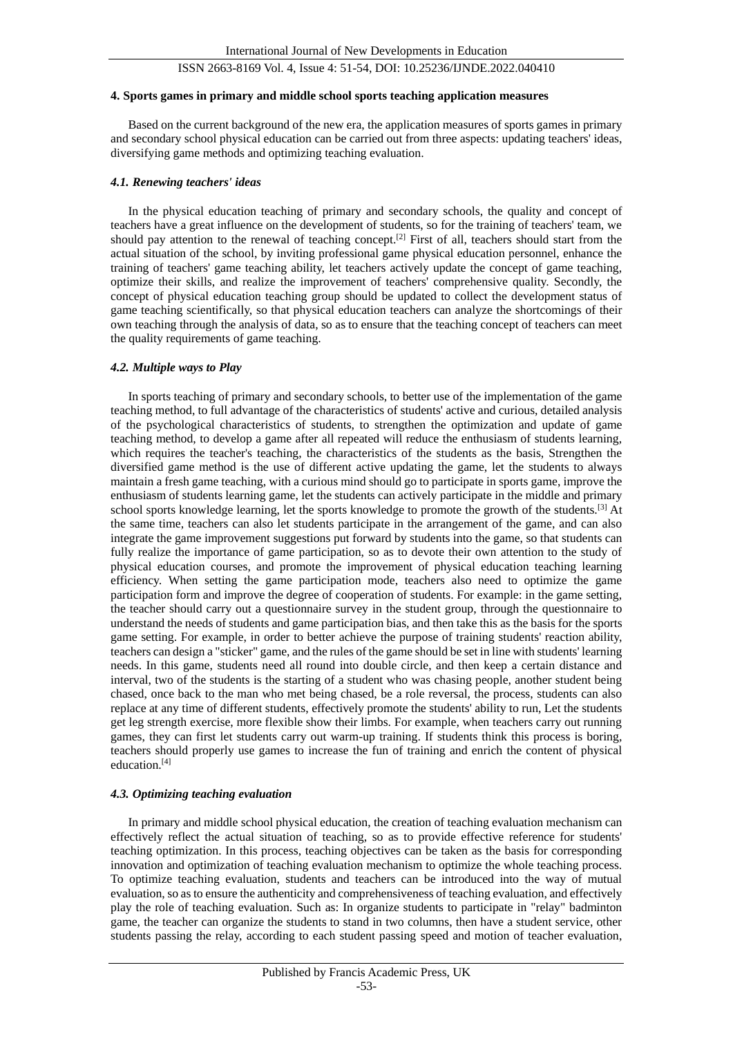### 4. Sports games in primary and middle school sports teaching application measures

Based on the current background of the new era, the application measures of sports games in primary and secondary school physical education can be carried out from three aspects: updating teachers' ideas, diversifying game methods and optimizing teaching evaluation.

#### *4.1. Renewing teachers' ideas*

In the physical education teaching of primary and secondary schools, the quality and concept of teachers have a great influence on the development of students, so for the training of teachers' team, we should pay attention to the renewal of teaching concept.[2] First of all, teachers should start from the actual situation of the school, by inviting professional game physical education personnel, enhance the training of teachers' game teaching ability, let teachers actively update the concept of game teaching, optimize their skills, and realize the improvement of teachers' comprehensive quality. Secondly, the concept of physical education teaching group should be updated to collect the development status of game teaching scientifically, so that physical education teachers can analyze the shortcomings of their own teaching through the analysis of data, so as to ensure that the teaching concept of teachers can meet the quality requirements of game teaching.

#### *4.2. Multiple ways to Play*

In sports teaching of primary and secondary schools, to better use of the implementation of the game teaching method, to full advantage of the characteristics of students' active and curious, detailed analysis of the psychological characteristics of students, to strengthen the optimization and update of game teaching method, to develop a game after all repeated will reduce the enthusiasm of students learning, which requires the teacher's teaching, the characteristics of the students as the basis, Strengthen the diversified game method is the use of different active updating the game, let the students to always maintain a fresh game teaching, with a curious mind should go to participate in sports game, improve the enthusiasm of students learning game, let the students can actively participate in the middle and primary school sports knowledge learning, let the sports knowledge to promote the growth of the students.[3] At the same time, teachers can also let students participate in the arrangement of the game, and can also integrate the game improvement suggestions put forward by students into the game, so that students can fully realize the importance of game participation, so as to devote their own attention to the study of physical education courses, and promote the improvement of physical education teaching learning efficiency. When setting the game participation mode, teachers also need to optimize the game participation form and improve the degree of cooperation of students. For example: in the game setting, the teacher should carry out a questionnaire survey in the student group, through the questionnaire to understand the needs of students and game participation bias, and then take this as the basis for the sports game setting. For example, in order to better achieve the purpose of training students' reaction ability, teachers can design a "sticker" game, and the rules of the game should be set in line with students' learning needs. In this game, students need all round into double circle, and then keep a certain distance and interval, two of the students is the starting of a student who was chasing people, another student being chased, once back to the man who met being chased, be a role reversal, the process, students can also replace at any time of different students, effectively promote the students' ability to run, Let the students get leg strength exercise, more flexible show their limbs. For example, when teachers carry out running games, they can first let students carry out warm-up training. If students think this process is boring, teachers should properly use games to increase the fun of training and enrich the content of physical education.[4]

#### *4.3. Optimizing teaching evaluation*

In primary and middle school physical education, the creation of teaching evaluation mechanism can effectively reflect the actual situation of teaching, so as to provide effective reference for students' teaching optimization. In this process, teaching objectives can be taken as the basis for corresponding innovation and optimization of teaching evaluation mechanism to optimize the whole teaching process. To optimize teaching evaluation, students and teachers can be introduced into the way of mutual evaluation, so as to ensure the authenticity and comprehensiveness of teaching evaluation, and effectively play the role of teaching evaluation. Such as: In organize students to participate in "relay" badminton game, the teacher can organize the students to stand in two columns, then have a student service, other students passing the relay, according to each student passing speed and motion of teacher evaluation,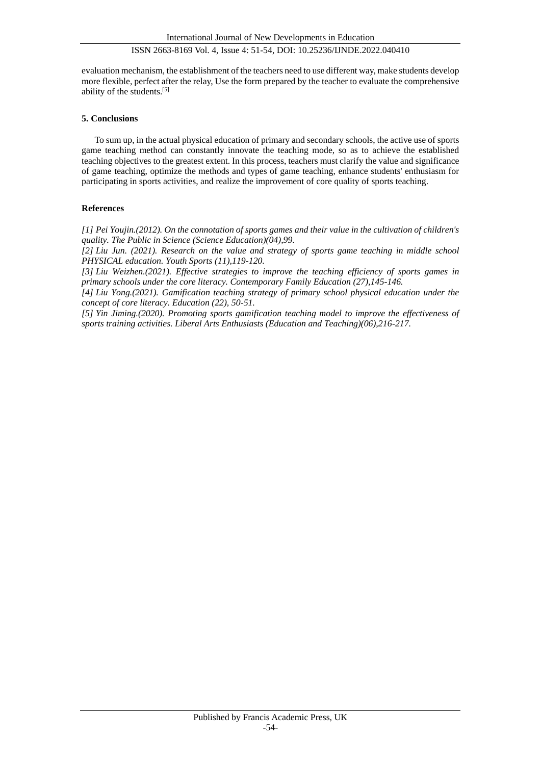evaluation mechanism, the establishment of the teachers need to use different way, make students develop more flexible, perfect after the relay, Use the form prepared by the teacher to evaluate the comprehensive ability of the students.[5]

## 5. Conclusions

To sum up, in the actual physical education of primary and secondary schools, the active use of sports game teaching method can constantly innovate the teaching mode, so as to achieve the established teaching objectives to the greatest extent. In this process, teachers must clarify the value and significance of game teaching, optimize the methods and types of game teaching, enhance students' enthusiasm for participating in sports activities, and realize the improvement of core quality of sports teaching.

## References

*[1] Pei Youjin.(2012). On the connotation of sports games and their value in the cultivation of children's quality. The Public in Science (Science Education)(04),99.*

*[2] Liu Jun. (2021). Research on the value and strategy of sports game teaching in middle school PHYSICAL education. Youth Sports (11),119-120.*

*[3] Liu Weizhen.(2021). Effective strategies to improve the teaching efficiency of sports games in primary schools under the core literacy. Contemporary Family Education (27),145-146.*

*[4] Liu Yong.(2021). Gamification teaching strategy of primary school physical education under the concept of core literacy. Education (22), 50-51.*

*[5] Yin Jiming.(2020). Promoting sports gamification teaching model to improve the effectiveness of sports training activities. Liberal Arts Enthusiasts (Education and Teaching)(06),216-217.*